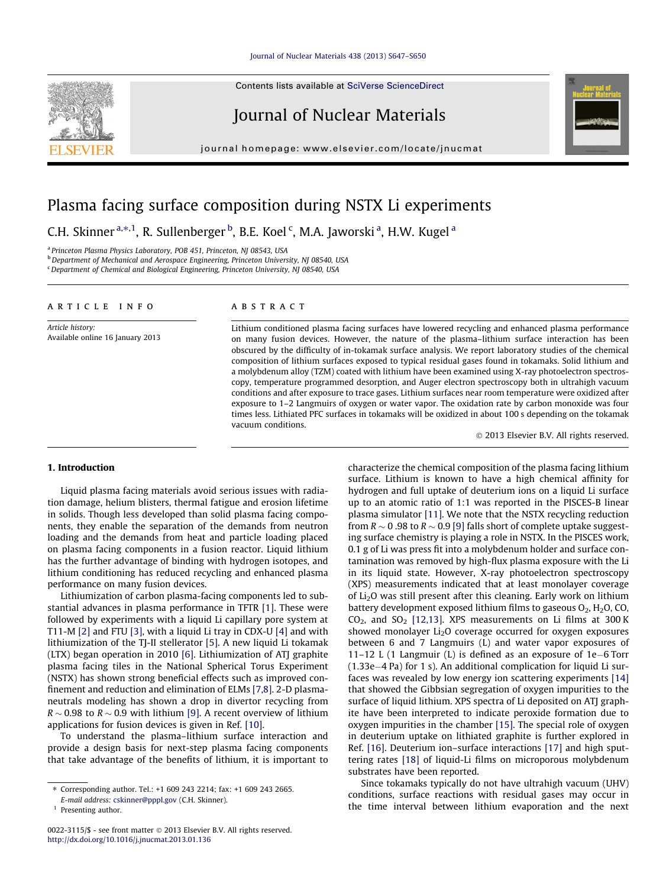# Plasma facing surface composition during NSTX Li experiments

C.H. Skinner [a,*,1], R. Sullenberger [b], B.E. Koel [c], M.A. Jaworski [a], H.W. Kugel [a]

[a] Princeton Plasma Physics Laboratory, POB 451, Princeton, NJ 08543, USA
[b] Department of Mechanical and Aerospace Engineering, Princeton University, NJ 08540, USA
[c] Department of Chemical and Biological Engineering, Princeton University, NJ 08540, USA

ARTICLE INFO

*Article history:*
Available online 16 January 2013

ABSTRACT

Lithium conditioned plasma facing surfaces have lowered recycling and enhanced plasma performance on many fusion devices. However, the nature of the plasma–lithium surface interaction has been obscured by the difficulty of in-tokamak surface analysis. We report laboratory studies of the chemical composition of lithium surfaces exposed to typical residual gases found in tokamaks. Solid lithium and a molybdenum alloy (TZM) coated with lithium have been examined using X-ray photoelectron spectroscopy, temperature programmed desorption, and Auger electron spectroscopy both in ultrahigh vacuum conditions and after exposure to trace gases. Lithium surfaces near room temperature were oxidized after exposure to 1–2 Langmuirs of oxygen or water vapor. The oxidation rate by carbon monoxide was four times less. Lithiated PFC surfaces in tokamaks will be oxidized in about 100 s depending on the tokamak vacuum conditions.

© 2013 Elsevier B.V. All rights reserved.

## 1. Introduction

Liquid plasma facing materials avoid serious issues with radiation damage, helium blisters, thermal fatigue and erosion lifetime in solids. Though less developed than solid plasma facing components, they enable the separation of the demands from neutron loading and the demands from heat and particle loading placed on plasma facing components in a fusion reactor. Liquid lithium has the further advantage of binding with hydrogen isotopes, and lithium conditioning has reduced recycling and enhanced plasma performance on many fusion devices.

Lithiumization of carbon plasma-facing components led to substantial advances in plasma performance in TFTR [1]. These were followed by experiments with a liquid Li capillary pore system at T11-M [2] and FTU [3], with a liquid Li tray in CDX-U [4] and with lithiumization of the TJ-II stellerator [5]. A new liquid Li tokamak (LTX) began operation in 2010 [6]. Lithiumization of ATJ graphite plasma facing tiles in the National Spherical Torus Experiment (NSTX) has shown strong beneficial effects such as improved confinement and reduction and elimination of ELMs [7,8]. 2-D plasma-neutrals modeling has shown a drop in divertor recycling from $R \sim 0.98$ to $R \sim 0.9$ with lithium [9]. A recent overview of lithium applications for fusion devices is given in Ref. [10].

To understand the plasma–lithium surface interaction and provide a design basis for next-step plasma facing components that take advantage of the benefits of lithium, it is important to characterize the chemical composition of the plasma facing lithium surface. Lithium is known to have a high chemical affinity for hydrogen and full uptake of deuterium ions on a liquid Li surface up to an atomic ratio of 1:1 was reported in the PISCES-B linear plasma simulator [11]. We note that the NSTX recycling reduction from $R \sim 0.98$ to $R \sim 0.9$ [9] falls short of complete uptake suggesting surface chemistry is playing a role in NSTX. In the PISCES work, 0.1 g of Li was press fit into a molybdenum holder and surface contamination was removed by high-flux plasma exposure with the Li in its liquid state. However, X-ray photoelectron spectroscopy (XPS) measurements indicated that at least monolayer coverage of $Li_2O$ was still present after this cleaning. Early work on lithium battery development exposed lithium films to gaseous $O_2$, $H_2O$, CO, $CO_2$, and $SO_2$ [12,13]. XPS measurements on Li films at 300 K showed monolayer $Li_2O$ coverage occurred for oxygen exposures between 6 and 7 Langmuirs (L) and water vapor exposures of 11–12 L (1 Langmuir (L) is defined as an exposure of 1e−6 Torr (1.33e−4 Pa) for 1 s). An additional complication for liquid Li surfaces was revealed by low energy ion scattering experiments [14] that showed the Gibbsian segregation of oxygen impurities to the surface of liquid lithium. XPS spectra of Li deposited on ATJ graphite have been interpreted to indicate peroxide formation due to oxygen impurities in the chamber [15]. The special role of oxygen in deuterium uptake on lithiated graphite is further explored in Ref. [16]. Deuterium ion–surface interactions [17] and high sputtering rates [18] of liquid-Li films on microporous molybdenum substrates have been reported.

Since tokamaks typically do not have ultrahigh vacuum (UHV) conditions, surface reactions with residual gases may occur in the time interval between lithium evaporation and the next

* Corresponding author. Tel.: +1 609 243 2214; fax: +1 609 243 2665.
E-mail address: cskinner@pppl.gov (C.H. Skinner).
[1] Presenting author.

0022-3115/$ - see front matter © 2013 Elsevier B.V. All rights reserved.
http://dx.doi.org/10.1016/j.jnucmat.2013.01.136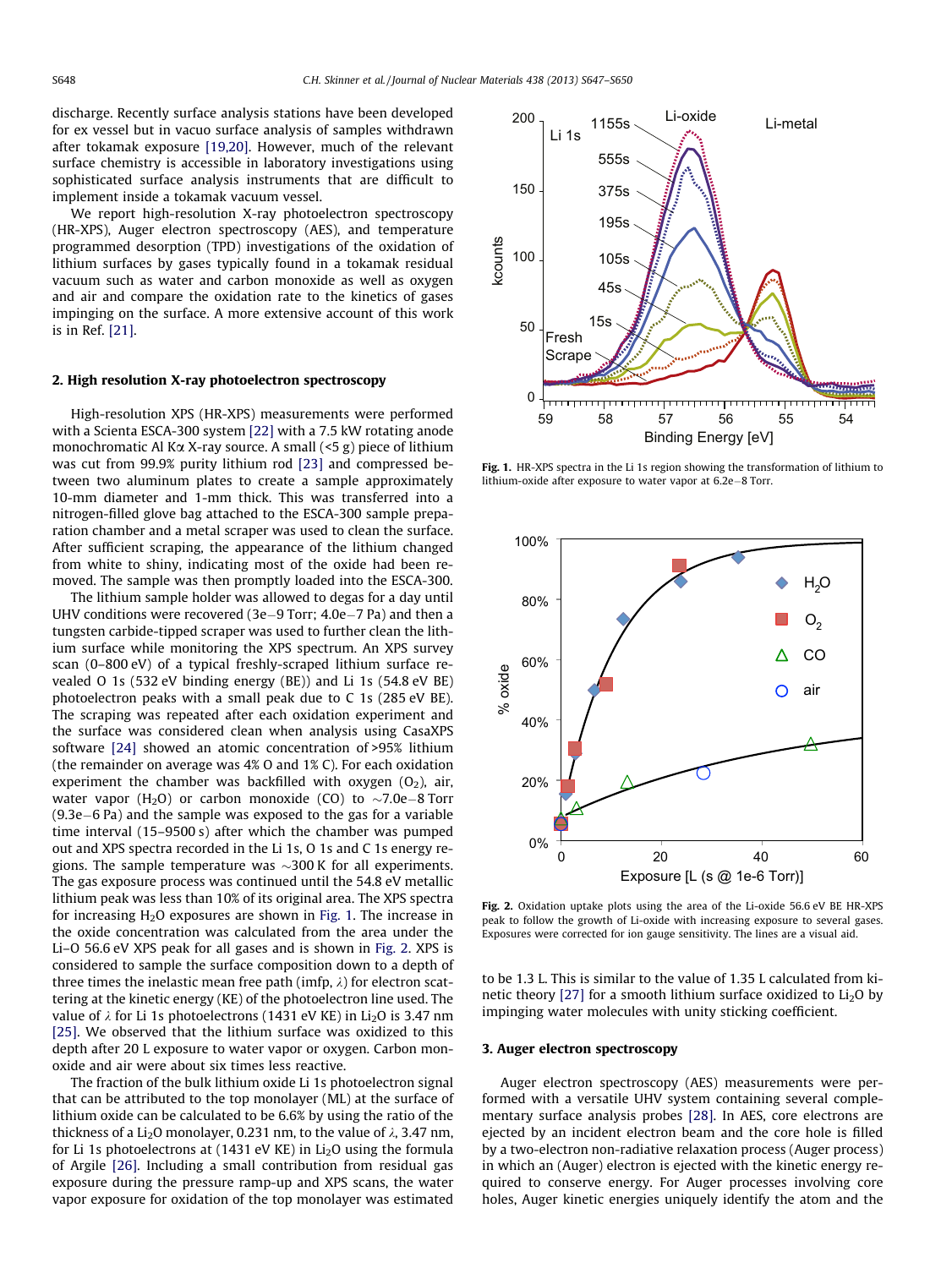discharge. Recently surface analysis stations have been developed for ex vessel but in vacuo surface analysis of samples withdrawn after tokamak exposure [19,20]. However, much of the relevant surface chemistry is accessible in laboratory investigations using sophisticated surface analysis instruments that are difficult to implement inside a tokamak vacuum vessel.

We report high-resolution X-ray photoelectron spectroscopy (HR-XPS), Auger electron spectroscopy (AES), and temperature programmed desorption (TPD) investigations of the oxidation of lithium surfaces by gases typically found in a tokamak residual vacuum such as water and carbon monoxide as well as oxygen and air and compare the oxidation rate to the kinetics of gases impinging on the surface. A more extensive account of this work is in Ref. [21].

## 2. High resolution X-ray photoelectron spectroscopy

High-resolution XPS (HR-XPS) measurements were performed with a Scienta ESCA-300 system [22] with a 7.5 kW rotating anode monochromatic Al Kα X-ray source. A small (<5 g) piece of lithium was cut from 99.9% purity lithium rod [23] and compressed between two aluminum plates to create a sample approximately 10-mm diameter and 1-mm thick. This was transferred into a nitrogen-filled glove bag attached to the ESCA-300 sample preparation chamber and a metal scraper was used to clean the surface. After sufficient scraping, the appearance of the lithium changed from white to shiny, indicating most of the oxide had been removed. The sample was then promptly loaded into the ESCA-300.

The lithium sample holder was allowed to degas for a day until UHV conditions were recovered (3e−9 Torr; 4.0e−7 Pa) and then a tungsten carbide-tipped scraper was used to further clean the lithium surface while monitoring the XPS spectrum. An XPS survey scan (0–800 eV) of a typical freshly-scraped lithium surface revealed O 1s (532 eV binding energy (BE)) and Li 1s (54.8 eV BE) photoelectron peaks with a small peak due to C 1s (285 eV BE). The scraping was repeated after each oxidation experiment and the surface was considered clean when analysis using CasaXPS software [24] showed an atomic concentration of >95% lithium (the remainder on average was 4% O and 1% C). For each oxidation experiment the chamber was backfilled with oxygen ($O_2$), air, water vapor ($H_2O$) or carbon monoxide (CO) to ~7.0e−8 Torr (9.3e−6 Pa) and the sample was exposed to the gas for a variable time interval (15–9500 s) after which the chamber was pumped out and XPS spectra recorded in the Li 1s, O 1s and C 1s energy regions. The sample temperature was ~300 K for all experiments. The gas exposure process was continued until the 54.8 eV metallic lithium peak was less than 10% of its original area. The XPS spectra for increasing $H_2O$ exposures are shown in Fig. 1. The increase in the oxide concentration was calculated from the area under the Li–O 56.6 eV XPS peak for all gases and is shown in Fig. 2. XPS is considered to sample the surface composition down to a depth of three times the inelastic mean free path (imfp, $\lambda$) for electron scattering at the kinetic energy (KE) of the photoelectron line used. The value of $\lambda$ for Li 1s photoelectrons (1431 eV KE) in $Li_2O$ is 3.47 nm [25]. We observed that the lithium surface was oxidized to this depth after 20 L exposure to water vapor or oxygen. Carbon monoxide and air were about six times less reactive.

The fraction of the bulk lithium oxide Li 1s photoelectron signal that can be attributed to the top monolayer (ML) at the surface of lithium oxide can be calculated to be 6.6% by using the ratio of the thickness of a $Li_2O$ monolayer, 0.231 nm, to the value of $\lambda$, 3.47 nm, for Li 1s photoelectrons at (1431 eV KE) in $Li_2O$ using the formula of Argile [26]. Including a small contribution from residual gas exposure during the pressure ramp-up and XPS scans, the water vapor exposure for oxidation of the top monolayer was estimated to be 1.3 L. This is similar to the value of 1.35 L calculated from kinetic theory [27] for a smooth lithium surface oxidized to $Li_2O$ by impinging water molecules with unity sticking coefficient.

Fig. 1. HR-XPS spectra in the Li 1s region showing the transformation of lithium to lithium-oxide after exposure to water vapor at 6.2e−8 Torr.

Fig. 2. Oxidation uptake plots using the area of the Li-oxide 56.6 eV BE HR-XPS peak to follow the growth of Li-oxide with increasing exposure to several gases. Exposures were corrected for ion gauge sensitivity. The lines are a visual aid.

## 3. Auger electron spectroscopy

Auger electron spectroscopy (AES) measurements were performed with a versatile UHV system containing several complementary surface analysis probes [28]. In AES, core electrons are ejected by an incident electron beam and the core hole is filled by a two-electron non-radiative relaxation process (Auger process) in which an (Auger) electron is ejected with the kinetic energy required to conserve energy. For Auger processes involving core holes, Auger kinetic energies uniquely identify the atom and the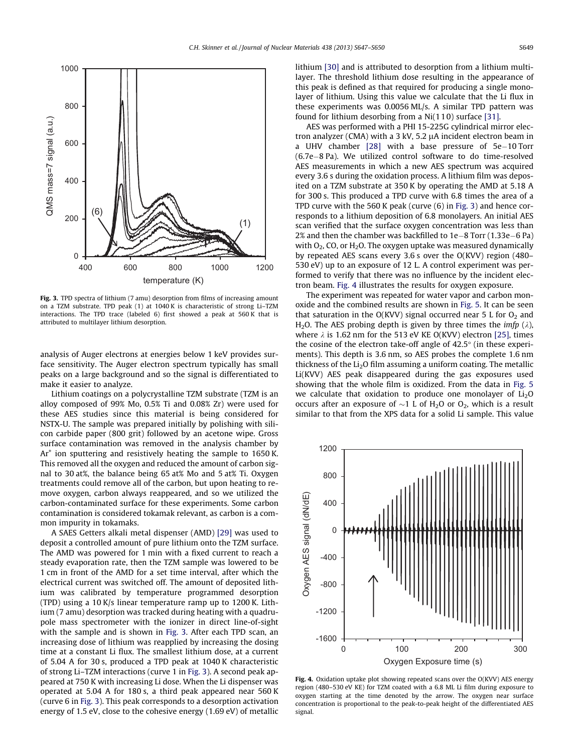Fig. 3. TPD spectra of lithium (7 amu) desorption from films of increasing amount on a TZM substrate. TPD peak (1) at 1040 K is characteristic of strong Li–TZM interactions. The TPD trace (labeled 6) first showed a peak at 560 K that is attributed to multilayer lithium desorption.

analysis of Auger electrons at energies below 1 keV provides surface sensitivity. The Auger electron spectrum typically has small peaks on a large background and so the signal is differentiated to make it easier to analyze.

Lithium coatings on a polycrystalline TZM substrate (TZM is an alloy composed of 99% Mo, 0.5% Ti and 0.08% Zr) were used for these AES studies since this material is being considered for NSTX-U. The sample was prepared initially by polishing with silicon carbide paper (800 grit) followed by an acetone wipe. Gross surface contamination was removed in the analysis chamber by $Ar^+$ ion sputtering and resistively heating the sample to 1650 K. This removed all the oxygen and reduced the amount of carbon signal to 30 at%, the balance being 65 at% Mo and 5 at% Ti. Oxygen treatments could remove all of the carbon, but upon heating to remove oxygen, carbon always reappeared, and so we utilized the carbon-contaminated surface for these experiments. Some carbon contamination is considered tokamak relevant, as carbon is a common impurity in tokamaks.

A SAES Getters alkali metal dispenser (AMD) [29] was used to deposit a controlled amount of pure lithium onto the TZM surface. The AMD was powered for 1 min with a fixed current to reach a steady evaporation rate, then the TZM sample was lowered to be 1 cm in front of the AMD for a set time interval, after which the electrical current was switched off. The amount of deposited lithium was calibrated by temperature programmed desorption (TPD) using a 10 K/s linear temperature ramp up to 1200 K. Lithium (7 amu) desorption was tracked during heating with a quadrupole mass spectrometer with the ionizer in direct line-of-sight with the sample and is shown in Fig. 3. After each TPD scan, an increasing dose of lithium was reapplied by increasing the dosing time at a constant Li flux. The smallest lithium dose, at a current of 5.04 A for 30 s, produced a TPD peak at 1040 K characteristic of strong Li–TZM interactions (curve 1 in Fig. 3). A second peak appeared at 750 K with increasing Li dose. When the Li dispenser was operated at 5.04 A for 180 s, a third peak appeared near 560 K (curve 6 in Fig. 3). This peak corresponds to a desorption activation energy of 1.5 eV, close to the cohesive energy (1.69 eV) of metallic lithium [30] and is attributed to desorption from a lithium multilayer. The threshold lithium dose resulting in the appearance of this peak is defined as that required for producing a single monolayer of lithium. Using this value we calculate that the Li flux in these experiments was 0.0056 ML/s. A similar TPD pattern was found for lithium desorbing from a Ni(1 1 0) surface [31].

AES was performed with a PHI 15-225G cylindrical mirror electron analyzer (CMA) with a 3 kV, 5.2 μA incident electron beam in a UHV chamber [28] with a base pressure of 5e−10 Torr (6.7e−8 Pa). We utilized control software to do time-resolved AES measurements in which a new AES spectrum was acquired every 3.6 s during the oxidation process. A lithium film was deposited on a TZM substrate at 350 K by operating the AMD at 5.18 A for 300 s. This produced a TPD curve with 6.8 times the area of a TPD curve with the 560 K peak (curve (6) in Fig. 3) and hence corresponds to a lithium deposition of 6.8 monolayers. An initial AES scan verified that the surface oxygen concentration was less than 2% and then the chamber was backfilled to 1e−8 Torr (1.33e−6 Pa) with $O_2$, CO, or $H_2O$. The oxygen uptake was measured dynamically by repeated AES scans every 3.6 s over the O(KVV) region (480–530 eV) up to an exposure of 12 L. A control experiment was performed to verify that there was no influence by the incident electron beam. Fig. 4 illustrates the results for oxygen exposure.

The experiment was repeated for water vapor and carbon monoxide and the combined results are shown in Fig. 5. It can be seen that saturation in the O(KVV) signal occurred near 5 L for $O_2$ and $H_2O$. The AES probing depth is given by three times the *imfp* ($\lambda$), where $\lambda$ is 1.62 nm for the 513 eV KE O(KVV) electron [25], times the cosine of the electron take-off angle of 42.5° (in these experiments). This depth is 3.6 nm, so AES probes the complete 1.6 nm thickness of the $Li_2O$ film assuming a uniform coating. The metallic Li(KVV) AES peak disappeared during the gas exposures used showing that the whole film is oxidized. From the data in Fig. 5 we calculate that oxidation to produce one monolayer of $Li_2O$ occurs after an exposure of ~1 L of $H_2O$ or $O_2$, which is a result similar to that from the XPS data for a solid Li sample. This value

Fig. 4. Oxidation uptake plot showing repeated scans over the O(KVV) AES energy region (480–530 eV KE) for TZM coated with a 6.8 ML Li film during exposure to oxygen starting at the time denoted by the arrow. The oxygen near surface concentration is proportional to the peak-to-peak height of the differentiated AES signal.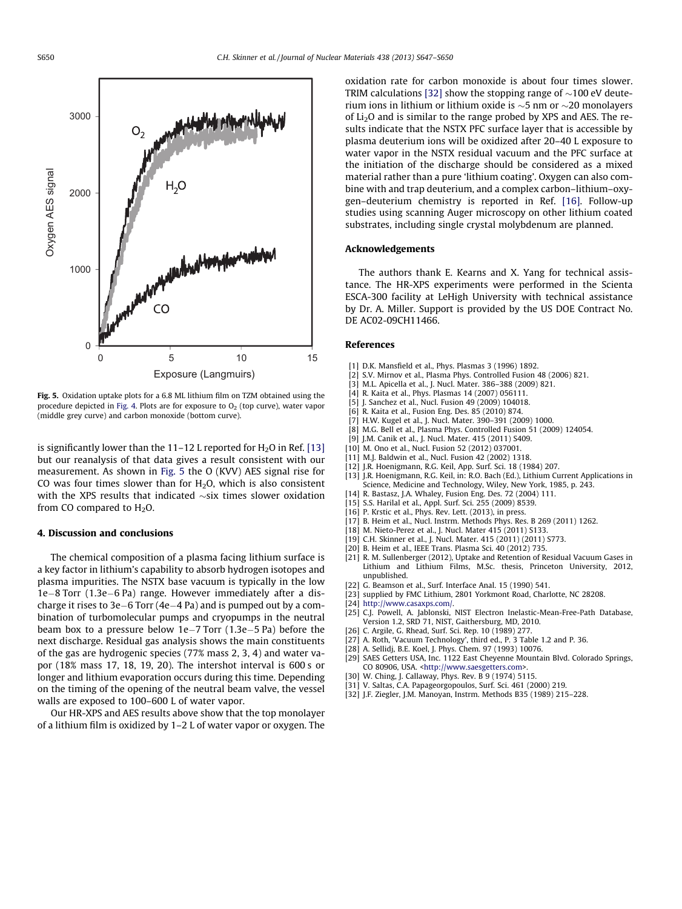3000

2000

1000

0

0 5 10 15

Oxygen AES signal

Exposure (Langmuirs)

$O_2$

$H_2O$

CO

**Fig. 5.** Oxidation uptake plots for a 6.8 ML lithium film on TZM obtained using the procedure depicted in Fig. 4. Plots are for exposure to $O_2$ (top curve), water vapor (middle grey curve) and carbon monoxide (bottom curve).

is significantly lower than the 11–12 L reported for $H_2O$ in Ref. [13] but our reanalysis of that data gives a result consistent with our measurement. As shown in Fig. 5 the O (KVV) AES signal rise for CO was four times slower than for $H_2O$, which is also consistent with the XPS results that indicated ~six times slower oxidation from CO compared to $H_2O$.

## 4. Discussion and conclusions

The chemical composition of a plasma facing lithium surface is a key factor in lithium's capability to absorb hydrogen isotopes and plasma impurities. The NSTX base vacuum is typically in the low 1e−8 Torr (1.3e−6 Pa) range. However immediately after a discharge it rises to 3e−6 Torr (4e−4 Pa) and is pumped out by a combination of turbomolecular pumps and cryopumps in the neutral beam box to a pressure below 1e−7 Torr (1.3e−5 Pa) before the next discharge. Residual gas analysis shows the main constituents of the gas are hydrogenic species (77% mass 2, 3, 4) and water vapor (18% mass 17, 18, 19, 20). The intershot interval is 600 s or longer and lithium evaporation occurs during this time. Depending on the timing of the opening of the neutral beam valve, the vessel walls are exposed to 100–600 L of water vapor.

Our HR-XPS and AES results above show that the top monolayer of a lithium film is oxidized by 1–2 L of water vapor or oxygen. The oxidation rate for carbon monoxide is about four times slower. TRIM calculations [32] show the stopping range of ~100 eV deuterium ions in lithium or lithium oxide is ~5 nm or ~20 monolayers of $Li_2O$ and is similar to the range probed by XPS and AES. The results indicate that the NSTX PFC surface layer that is accessible by plasma deuterium ions will be oxidized after 20–40 L exposure to water vapor in the NSTX residual vacuum and the PFC surface at the initiation of the discharge should be considered as a mixed material rather than a pure 'lithium coating'. Oxygen can also combine with and trap deuterium, and a complex carbon–lithium–oxygen–deuterium chemistry is reported in Ref. [16]. Follow-up studies using scanning Auger microscopy on other lithium coated substrates, including single crystal molybdenum are planned.

## Acknowledgements

The authors thank E. Kearns and X. Yang for technical assistance. The HR-XPS experiments were performed in the Scienta ESCA-300 facility at LeHigh University with technical assistance by Dr. A. Miller. Support is provided by the US DOE Contract No. DE AC02-09CH11466.

## References

[1] D.K. Mansfield et al., Phys. Plasmas 3 (1996) 1892.
[2] S.V. Mirnov et al., Plasma Phys. Controlled Fusion 48 (2006) 821.
[3] M.L. Apicella et al., J. Nucl. Mater. 386–388 (2009) 821.
[4] R. Kaita et al., Phys. Plasmas 14 (2007) 056111.
[5] J. Sanchez et al., Nucl. Fusion 49 (2009) 104018.
[6] R. Kaita et al., Fusion Eng. Des. 85 (2010) 874.
[7] H.W. Kugel et al., J. Nucl. Mater. 390–391 (2009) 1000.
[8] M.G. Bell et al., Plasma Phys. Controlled Fusion 51 (2009) 124054.
[9] J.M. Canik et al., J. Nucl. Mater. 415 (2011) S409.
[10] M. Ono et al., Nucl. Fusion 52 (2012) 037001.
[11] M.J. Baldwin et al., Nucl. Fusion 42 (2002) 1318.
[12] J.R. Hoenigmann, R.G. Keil, App. Surf. Sci. 18 (1984) 207.
[13] J.R. Hoenigmann, R.G. Keil, in: R.O. Bach (Ed.), Lithium Current Applications in Science, Medicine and Technology, Wiley, New York, 1985, p. 243.
[14] R. Bastasz, J.A. Whaley, Fusion Eng. Des. 72 (2004) 111.
[15] S.S. Harilal et al., Appl. Surf. Sci. 255 (2009) 8539.
[16] P. Krstic et al., Phys. Rev. Lett. (2013), in press.
[17] B. Heim et al., Nucl. Instrm. Methods Phys. Res. B 269 (2011) 1262.
[18] M. Nieto-Perez et al., J. Nucl. Mater 415 (2011) S133.
[19] C.H. Skinner et al., J. Nucl. Mater. 415 (2011) (2011) S773.
[20] B. Heim et al., IEEE Trans. Plasma Sci. 40 (2012) 735.
[21] R. M. Sullenberger (2012), Uptake and Retention of Residual Vacuum Gases in Lithium and Lithium Films, M.Sc. thesis, Princeton University, 2012, unpublished.
[22] G. Beamson et al., Surf. Interface Anal. 15 (1990) 541.
[23] supplied by FMC Lithium, 2801 Yorkmont Road, Charlotte, NC 28208.
[24] http://www.casaxps.com/.
[25] C.J. Powell, A. Jablonski, NIST Electron Inelastic-Mean-Free-Path Database, Version 1.2, SRD 71, NIST, Gaithersburg, MD, 2010.
[26] C. Argile, G. Rhead, Surf. Sci. Rep. 10 (1989) 277.
[27] A. Roth, 'Vacuum Technology', third ed., P. 3 Table 1.2 and P. 36.
[28] A. Sellidj, B.E. Koel, J. Phys. Chem. 97 (1993) 10076.
[29] SAES Getters USA, Inc. 1122 East Cheyenne Mountain Blvd. Colorado Springs, CO 80906, USA. <http://www.saesgetters.com>.
[30] W. Ching, J. Callaway, Phys. Rev. B 9 (1974) 5115.
[31] V. Saltas, C.A. Papageorgopoulos, Surf. Sci. 461 (2000) 219.
[32] J.F. Ziegler, J.M. Manoyan, Instrm. Methods B35 (1989) 215–228.